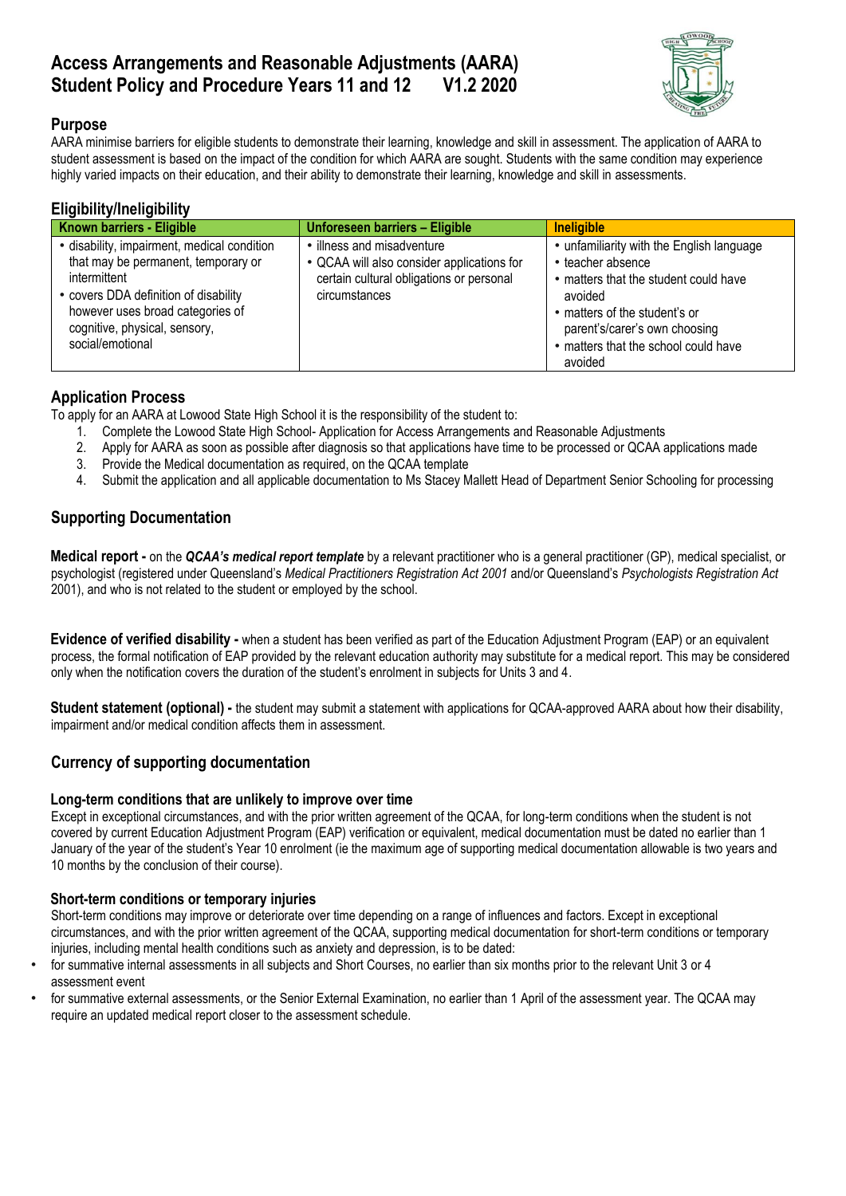# Access Arrangements and Reasonable Adjustments (AARA) Student Policy and Procedure Years 11 and 12 V1.2 2020

## Purpose

AARA minimise barriers for eligible students to demonstrate their learning, knowledge and skill in assessment. The application of AARA to student assessment is based on the impact of the condition for which AARA are sought. Students with the same condition may experience highly varied impacts on their education, and their ability to demonstrate their learning, knowledge and skill in assessments.

## Eligibility/Ineligibility

| Known barriers - Eligible | Unforeseen barriers – Eligible | Ineligible |
|---|---|---|
| • disability, impairment, medical condition that may be permanent, temporary or intermittent<br>• covers DDA definition of disability however uses broad categories of cognitive, physical, sensory, social/emotional | • illness and misadventure<br>• QCAA will also consider applications for certain cultural obligations or personal circumstances | • unfamiliarity with the English language<br>• teacher absence<br>• matters that the student could have avoided<br>• matters of the student's or parent's/carer's own choosing<br>• matters that the school could have avoided |

## Application Process

To apply for an AARA at Lowood State High School it is the responsibility of the student to:

1. Complete the Lowood State High School- Application for Access Arrangements and Reasonable Adjustments
2. Apply for AARA as soon as possible after diagnosis so that applications have time to be processed or QCAA applications made
3. Provide the Medical documentation as required, on the QCAA template
4. Submit the application and all applicable documentation to Ms Stacey Mallett Head of Department Senior Schooling for processing

## Supporting Documentation

**Medical report -** on the ***QCAA's medical report template*** by a relevant practitioner who is a general practitioner (GP), medical specialist, or psychologist (registered under Queensland's *Medical Practitioners Registration Act 2001* and/or Queensland's *Psychologists Registration Act* 2001), and who is not related to the student or employed by the school.

**Evidence of verified disability -** when a student has been verified as part of the Education Adjustment Program (EAP) or an equivalent process, the formal notification of EAP provided by the relevant education authority may substitute for a medical report. This may be considered only when the notification covers the duration of the student's enrolment in subjects for Units 3 and 4.

**Student statement (optional) -** the student may submit a statement with applications for QCAA-approved AARA about how their disability, impairment and/or medical condition affects them in assessment.

## Currency of supporting documentation

### Long-term conditions that are unlikely to improve over time

Except in exceptional circumstances, and with the prior written agreement of the QCAA, for long-term conditions when the student is not covered by current Education Adjustment Program (EAP) verification or equivalent, medical documentation must be dated no earlier than 1 January of the year of the student's Year 10 enrolment (ie the maximum age of supporting medical documentation allowable is two years and 10 months by the conclusion of their course).

### Short-term conditions or temporary injuries

Short-term conditions may improve or deteriorate over time depending on a range of influences and factors. Except in exceptional circumstances, and with the prior written agreement of the QCAA, supporting medical documentation for short-term conditions or temporary injuries, including mental health conditions such as anxiety and depression, is to be dated:

- for summative internal assessments in all subjects and Short Courses, no earlier than six months prior to the relevant Unit 3 or 4 assessment event
- for summative external assessments, or the Senior External Examination, no earlier than 1 April of the assessment year. The QCAA may require an updated medical report closer to the assessment schedule.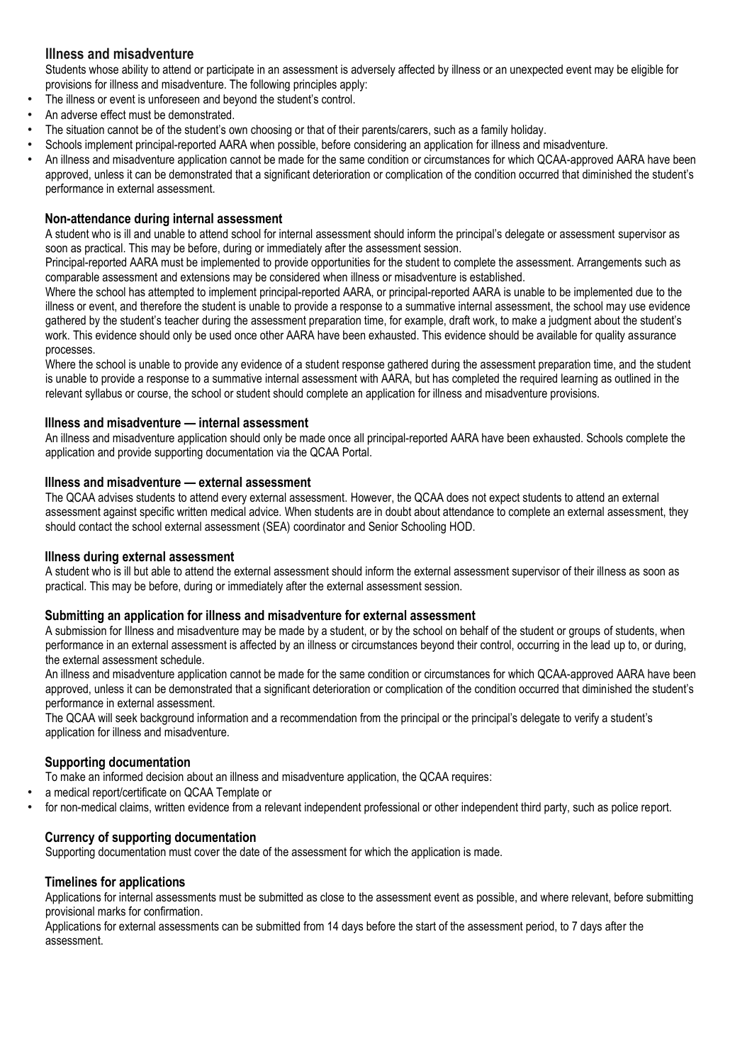## Illness and misadventure

Students whose ability to attend or participate in an assessment is adversely affected by illness or an unexpected event may be eligible for provisions for illness and misadventure. The following principles apply:

- The illness or event is unforeseen and beyond the student's control.
- An adverse effect must be demonstrated.
- The situation cannot be of the student's own choosing or that of their parents/carers, such as a family holiday.
- Schools implement principal-reported AARA when possible, before considering an application for illness and misadventure.
- An illness and misadventure application cannot be made for the same condition or circumstances for which QCAA-approved AARA have been approved, unless it can be demonstrated that a significant deterioration or complication of the condition occurred that diminished the student's performance in external assessment.

### Non-attendance during internal assessment

A student who is ill and unable to attend school for internal assessment should inform the principal's delegate or assessment supervisor as soon as practical. This may be before, during or immediately after the assessment session.

Principal-reported AARA must be implemented to provide opportunities for the student to complete the assessment. Arrangements such as comparable assessment and extensions may be considered when illness or misadventure is established.

Where the school has attempted to implement principal-reported AARA, or principal-reported AARA is unable to be implemented due to the illness or event, and therefore the student is unable to provide a response to a summative internal assessment, the school may use evidence gathered by the student's teacher during the assessment preparation time, for example, draft work, to make a judgment about the student's work. This evidence should only be used once other AARA have been exhausted. This evidence should be available for quality assurance processes.

Where the school is unable to provide any evidence of a student response gathered during the assessment preparation time, and the student is unable to provide a response to a summative internal assessment with AARA, but has completed the required learning as outlined in the relevant syllabus or course, the school or student should complete an application for illness and misadventure provisions.

### Illness and misadventure — internal assessment

An illness and misadventure application should only be made once all principal-reported AARA have been exhausted. Schools complete the application and provide supporting documentation via the QCAA Portal.

### Illness and misadventure — external assessment

The QCAA advises students to attend every external assessment. However, the QCAA does not expect students to attend an external assessment against specific written medical advice. When students are in doubt about attendance to complete an external assessment, they should contact the school external assessment (SEA) coordinator and Senior Schooling HOD.

### Illness during external assessment

A student who is ill but able to attend the external assessment should inform the external assessment supervisor of their illness as soon as practical. This may be before, during or immediately after the external assessment session.

### Submitting an application for illness and misadventure for external assessment

A submission for Illness and misadventure may be made by a student, or by the school on behalf of the student or groups of students, when performance in an external assessment is affected by an illness or circumstances beyond their control, occurring in the lead up to, or during, the external assessment schedule.

An illness and misadventure application cannot be made for the same condition or circumstances for which QCAA-approved AARA have been approved, unless it can be demonstrated that a significant deterioration or complication of the condition occurred that diminished the student's performance in external assessment.

The QCAA will seek background information and a recommendation from the principal or the principal's delegate to verify a student's application for illness and misadventure.

### Supporting documentation

To make an informed decision about an illness and misadventure application, the QCAA requires:

- a medical report/certificate on QCAA Template or
- for non-medical claims, written evidence from a relevant independent professional or other independent third party, such as police report.

### Currency of supporting documentation

Supporting documentation must cover the date of the assessment for which the application is made.

### Timelines for applications

Applications for internal assessments must be submitted as close to the assessment event as possible, and where relevant, before submitting provisional marks for confirmation.

Applications for external assessments can be submitted from 14 days before the start of the assessment period, to 7 days after the assessment.